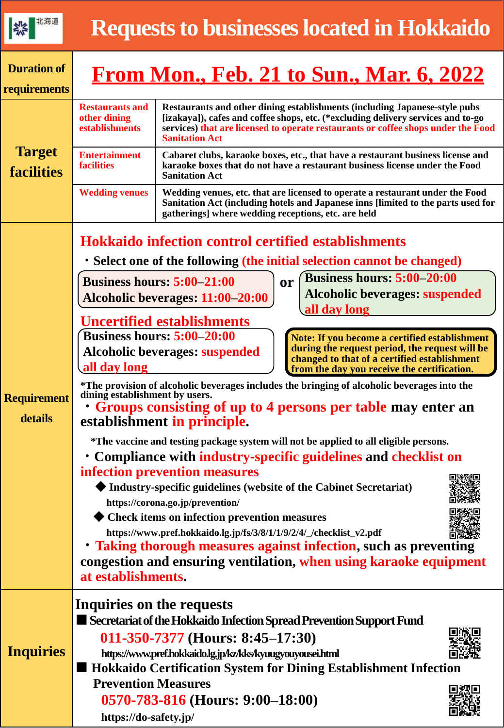# Requests to businesses located in Hokkaido

**Duration of requirements:** **From Mon., Feb. 21 to Sun., Mar. 6, 2022**

## Target facilities

| Category | Description |
|---|---|
| Restaurants and other dining establishments | Restaurants and other dining establishments (including Japanese-style pubs [izakaya]), cafes and coffee shops, etc. (*excluding delivery services and to-go services) that are licensed to operate restaurants or coffee shops under the Food Sanitation Act |
| Entertainment facilities | Cabaret clubs, karaoke boxes, etc., that have a restaurant business license and karaoke boxes that do not have a restaurant business license under the Food Sanitation Act |
| Wedding venues | Wedding venues, etc. that are licensed to operate a restaurant under the Food Sanitation Act (including hotels and Japanese inns [limited to the parts used for gatherings] where wedding receptions, etc. are held |

## Requirement details

### Hokkaido infection control certified establishments

・Select one of the following (the initial selection cannot be changed)

**Business hours: 5:00–21:00**
**Alcoholic beverages: 11:00–20:00**

or

**Business hours: 5:00–20:00**
**Alcoholic beverages: suspended all day long**

### Uncertified establishments

**Business hours: 5:00–20:00**
**Alcoholic beverages: suspended all day long**

**Note: If you become a certified establishment during the request period, the request will be changed to that of a certified establishment from the day you receive the certification.**

*The provision of alcoholic beverages includes the bringing of alcoholic beverages into the dining establishment by users.

・**Groups consisting of up to 4 persons per table** may enter an establishment **in principle**.

*The vaccine and testing package system will not be applied to all eligible persons.

・**Compliance with industry-specific guidelines and checklist on infection prevention measures**

◆ Industry-specific guidelines (website of the Cabinet Secretariat)
https://corona.go.jp/prevention/

◆ Check items on infection prevention measures
https://www.pref.hokkaido.lg.jp/fs/3/8/1/1/9/2/4/_/checklist_v2.pdf

・**Taking thorough measures against infection**, such as preventing congestion and ensuring ventilation, **when using karaoke equipment at establishments**.

## Inquiries

### Inquiries on the requests

■ **Secretariat of the Hokkaido Infection Spread Prevention Support Fund**
**011-350-7377 (Hours: 8:45–17:30)**
https://www.pref.hokkaido.lg.jp/kz/kks/kyuugyouyousei.html

■ **Hokkaido Certification System for Dining Establishment Infection Prevention Measures**
**0570-783-816 (Hours: 9:00–18:00)**
https://do-safety.jp/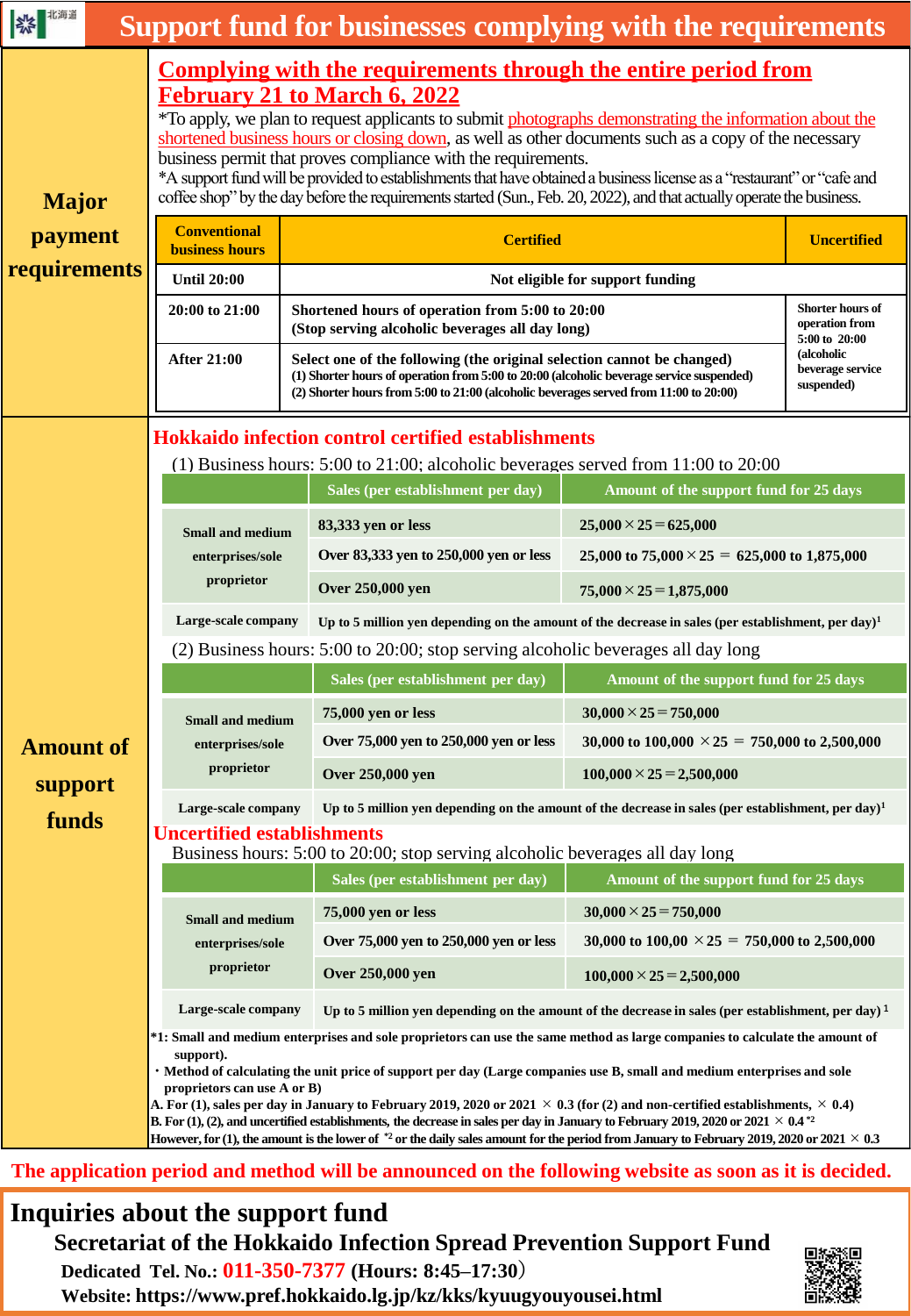# Support fund for businesses complying with the requirements

## Major payment requirements

**Complying with the requirements through the entire period from February 21 to March 6, 2022**

*To apply, we plan to request applicants to submit photographs demonstrating the information about the shortened business hours or closing down, as well as other documents such as a copy of the necessary business permit that proves compliance with the requirements.

*A support fund will be provided to establishments that have obtained a business license as a "restaurant" or "cafe and coffee shop" by the day before the requirements started (Sun., Feb. 20, 2022), and that actually operate the business.

| Conventional business hours | Certified | Uncertified |
|---|---|---|
| Until 20:00 | Not eligible for support funding | |
| 20:00 to 21:00 | Shortened hours of operation from 5:00 to 20:00 (Stop serving alcoholic beverages all day long) | Shorter hours of operation from 5:00 to 20:00 (alcoholic beverage service suspended) |
| After 21:00 | Select one of the following (the original selection cannot be changed)<br>(1) Shorter hours of operation from 5:00 to 20:00 (alcoholic beverage service suspended)<br>(2) Shorter hours from 5:00 to 21:00 (alcoholic beverages served from 11:00 to 20:00) | |

## Amount of support funds

### Hokkaido infection control certified establishments

(1) Business hours: 5:00 to 21:00; alcoholic beverages served from 11:00 to 20:00

| | Sales (per establishment per day) | Amount of the support fund for 25 days |
|---|---|---|
| Small and medium enterprises/sole proprietor | 83,333 yen or less | 25,000 × 25 = 625,000 |
| | Over 83,333 yen to 250,000 yen or less | 25,000 to 75,000 × 25 = 625,000 to 1,875,000 |
| | Over 250,000 yen | 75,000 × 25 = 1,875,000 |
| Large-scale company | Up to 5 million yen depending on the amount of the decrease in sales (per establishment, per day)[1] | |

(2) Business hours: 5:00 to 20:00; stop serving alcoholic beverages all day long

| | Sales (per establishment per day) | Amount of the support fund for 25 days |
|---|---|---|
| Small and medium enterprises/sole proprietor | 75,000 yen or less | 30,000 × 25 = 750,000 |
| | Over 75,000 yen to 250,000 yen or less | 30,000 to 100,000 × 25 = 750,000 to 2,500,000 |
| | Over 250,000 yen | 100,000 × 25 = 2,500,000 |
| Large-scale company | Up to 5 million yen depending on the amount of the decrease in sales (per establishment, per day)[1] | |

### Uncertified establishments

Business hours: 5:00 to 20:00; stop serving alcoholic beverages all day long

| | Sales (per establishment per day) | Amount of the support fund for 25 days |
|---|---|---|
| Small and medium enterprises/sole proprietor | 75,000 yen or less | 30,000 × 25 = 750,000 |
| | Over 75,000 yen to 250,000 yen or less | 30,000 to 100,00 × 25 = 750,000 to 2,500,000 |
| | Over 250,000 yen | 100,000 × 25 = 2,500,000 |
| Large-scale company | Up to 5 million yen depending on the amount of the decrease in sales (per establishment, per day)[1] | |

*1: Small and medium enterprises and sole proprietors can use the same method as large companies to calculate the amount of support).

・Method of calculating the unit price of support per day (Large companies use B, small and medium enterprises and sole proprietors can use A or B)

A. For (1), sales per day in January to February 2019, 2020 or 2021 × 0.3 (for (2) and non-certified establishments, × 0.4)

B. For (1), (2), and uncertified establishments, the decrease in sales per day in January to February 2019, 2020 or 2021 × 0.4 *2

However, for (1), the amount is the lower of *2 or the daily sales amount for the period from January to February 2019, 2020 or 2021 × 0.3

**The application period and method will be announced on the following website as soon as it is decided.**

## Inquiries about the support fund

**Secretariat of the Hokkaido Infection Spread Prevention Support Fund**

**Dedicated Tel. No.: 011-350-7377 (Hours: 8:45–17:30)**

**Website: https://www.pref.hokkaido.lg.jp/kz/kks/kyuugyouyousei.html**